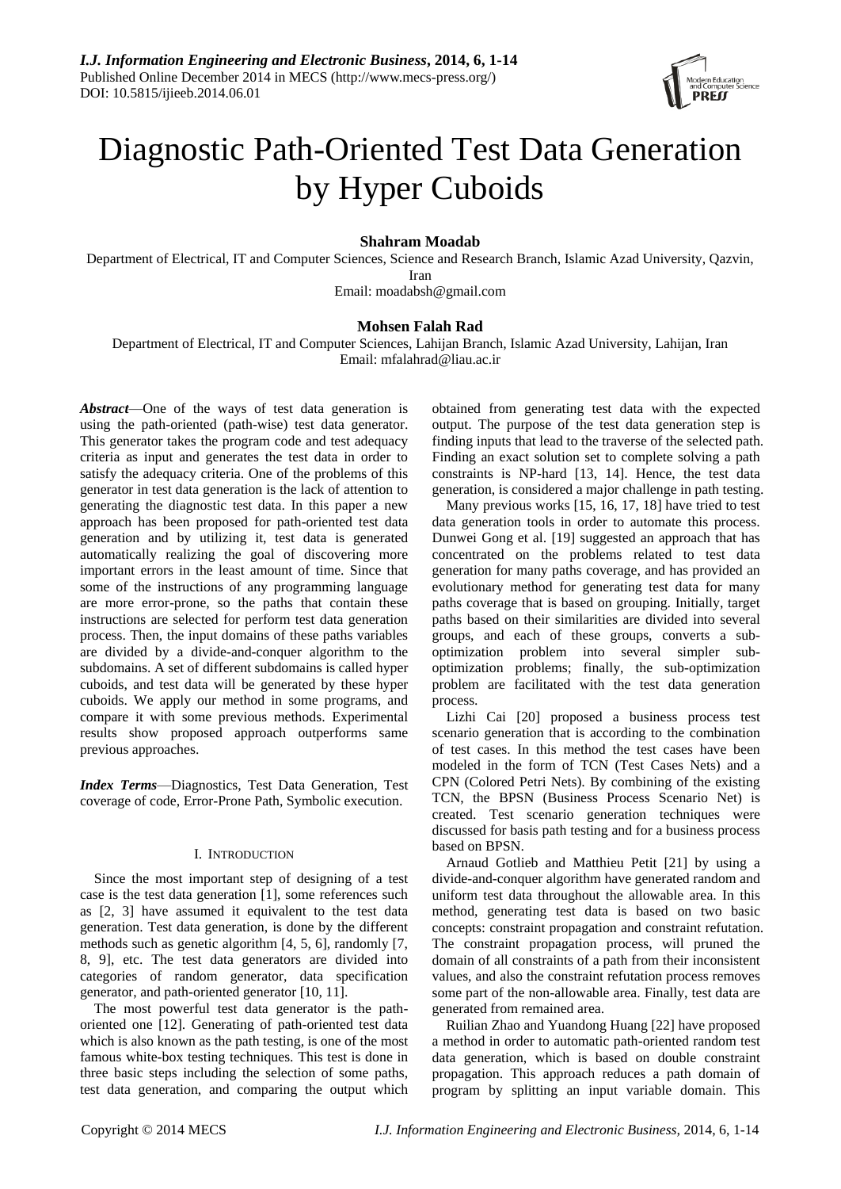# Diagnostic Path-Oriented Test Data Generation by Hyper Cuboids

**Shahram Moadab**

Department of Electrical, IT and Computer Sciences, Science and Research Branch, Islamic Azad University, Qazvin, Iran

Email: moadabsh@gmail.com

**Mohsen Falah Rad**

Department of Electrical, IT and Computer Sciences, Lahijan Branch, Islamic Azad University, Lahijan, Iran

Email: mfalahrad@liau.ac.ir

***Abstract***—One of the ways of test data generation is using the path-oriented (path-wise) test data generator. This generator takes the program code and test adequacy criteria as input and generates the test data in order to satisfy the adequacy criteria. One of the problems of this generator in test data generation is the lack of attention to generating the diagnostic test data. In this paper a new approach has been proposed for path-oriented test data generation and by utilizing it, test data is generated automatically realizing the goal of discovering more important errors in the least amount of time. Since that some of the instructions of any programming language are more error-prone, so the paths that contain these instructions are selected for perform test data generation process. Then, the input domains of these paths variables are divided by a divide-and-conquer algorithm to the subdomains. A set of different subdomains is called hyper cuboids, and test data will be generated by these hyper cuboids. We apply our method in some programs, and compare it with some previous methods. Experimental results show proposed approach outperforms same previous approaches.

***Index Terms***—Diagnostics, Test Data Generation, Test coverage of code, Error-Prone Path, Symbolic execution.

## I. Introduction

Since the most important step of designing of a test case is the test data generation [1], some references such as [2, 3] have assumed it equivalent to the test data generation. Test data generation, is done by the different methods such as genetic algorithm [4, 5, 6], randomly [7, 8, 9], etc. The test data generators are divided into categories of random generator, data specification generator, and path-oriented generator [10, 11].

The most powerful test data generator is the path-oriented one [12]. Generating of path-oriented test data which is also known as the path testing, is one of the most famous white-box testing techniques. This test is done in three basic steps including the selection of some paths, test data generation, and comparing the output which obtained from generating test data with the expected output. The purpose of the test data generation step is finding inputs that lead to the traverse of the selected path. Finding an exact solution set to complete solving a path constraints is NP-hard [13, 14]. Hence, the test data generation, is considered a major challenge in path testing.

Many previous works [15, 16, 17, 18] have tried to test data generation tools in order to automate this process. Dunwei Gong et al. [19] suggested an approach that has concentrated on the problems related to test data generation for many paths coverage, and has provided an evolutionary method for generating test data for many paths coverage that is based on grouping. Initially, target paths based on their similarities are divided into several groups, and each of these groups, converts a sub-optimization problem into several simpler sub-optimization problems; finally, the sub-optimization problem are facilitated with the test data generation process.

Lizhi Cai [20] proposed a business process test scenario generation that is according to the combination of test cases. In this method the test cases have been modeled in the form of TCN (Test Cases Nets) and a CPN (Colored Petri Nets). By combining of the existing TCN, the BPSN (Business Process Scenario Net) is created. Test scenario generation techniques were discussed for basis path testing and for a business process based on BPSN.

Arnaud Gotlieb and Matthieu Petit [21] by using a divide-and-conquer algorithm have generated random and uniform test data throughout the allowable area. In this method, generating test data is based on two basic concepts: constraint propagation and constraint refutation. The constraint propagation process, will pruned the domain of all constraints of a path from their inconsistent values, and also the constraint refutation process removes some part of the non-allowable area. Finally, test data are generated from remained area.

Ruilian Zhao and Yuandong Huang [22] have proposed a method in order to automatic path-oriented random test data generation, which is based on double constraint propagation. This approach reduces a path domain of program by splitting an input variable domain. This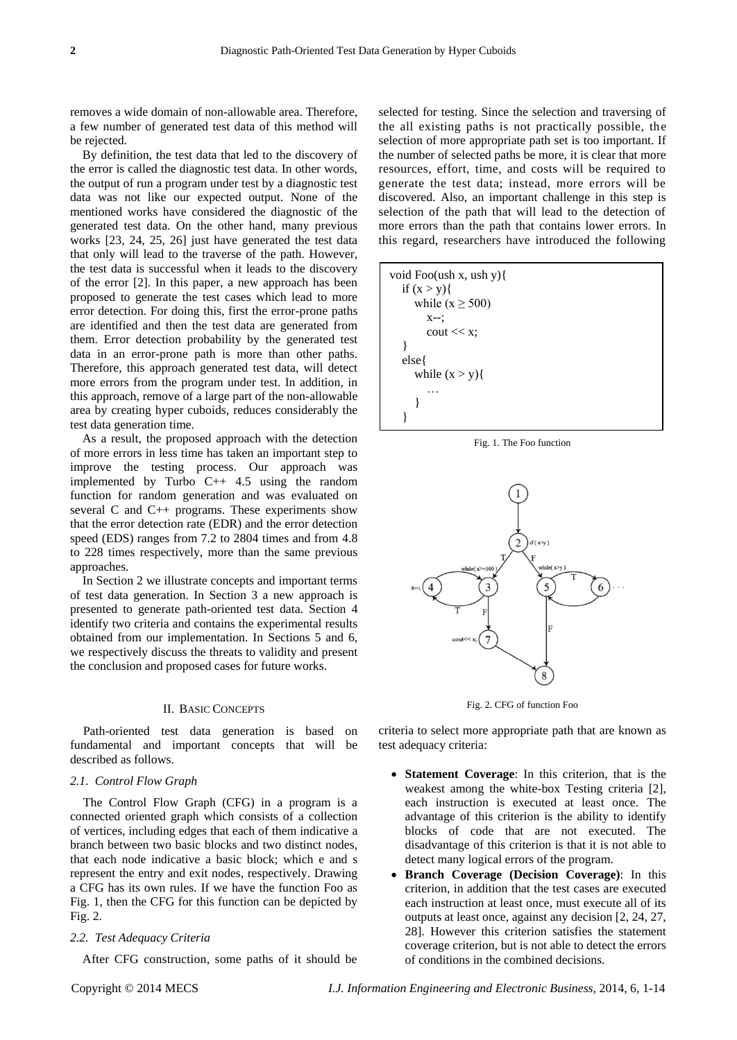removes a wide domain of non-allowable area. Therefore, a few number of generated test data of this method will be rejected.

By definition, the test data that led to the discovery of the error is called the diagnostic test data. In other words, the output of run a program under test by a diagnostic test data was not like our expected output. None of the mentioned works have considered the diagnostic of the generated test data. On the other hand, many previous works [23, 24, 25, 26] just have generated the test data that only will lead to the traverse of the path. However, the test data is successful when it leads to the discovery of the error [2]. In this paper, a new approach has been proposed to generate the test cases which lead to more error detection. For doing this, first the error-prone paths are identified and then the test data are generated from them. Error detection probability by the generated test data in an error-prone path is more than other paths. Therefore, this approach generated test data, will detect more errors from the program under test. In addition, in this approach, remove of a large part of the non-allowable area by creating hyper cuboids, reduces considerably the test data generation time.

As a result, the proposed approach with the detection of more errors in less time has taken an important step to improve the testing process. Our approach was implemented by Turbo C++ 4.5 using the random function for random generation and was evaluated on several C and C++ programs. These experiments show that the error detection rate (EDR) and the error detection speed (EDS) ranges from 7.2 to 2804 times and from 4.8 to 228 times respectively, more than the same previous approaches.

In Section 2 we illustrate concepts and important terms of test data generation. In Section 3 a new approach is presented to generate path-oriented test data. Section 4 identify two criteria and contains the experimental results obtained from our implementation. In Sections 5 and 6, we respectively discuss the threats to validity and present the conclusion and proposed cases for future works.

## II. Basic Concepts

Path-oriented test data generation is based on fundamental and important concepts that will be described as follows.

### *2.1. Control Flow Graph*

The Control Flow Graph (CFG) in a program is a connected oriented graph which consists of a collection of vertices, including edges that each of them indicative a branch between two basic blocks and two distinct nodes, that each node indicative a basic block; which e and s represent the entry and exit nodes, respectively. Drawing a CFG has its own rules. If we have the function Foo as Fig. 1, then the CFG for this function can be depicted by Fig. 2.

### *2.2. Test Adequacy Criteria*

After CFG construction, some paths of it should be selected for testing. Since the selection and traversing of the all existing paths is not practically possible, the selection of more appropriate path set is too important. If the number of selected paths be more, it is clear that more resources, effort, time, and costs will be required to generate the test data; instead, more errors will be discovered. Also, an important challenge in this step is selection of the path that will lead to the detection of more errors than the path that contains lower errors. In this regard, researchers have introduced the following

```
void Foo(ush x, ush y){
  if (x > y){
     while (x ≥ 500)
        x--;
        cout << x;
  }
  else{
     while (x > y){
        …
     }
  }
```

Fig. 1. The Foo function

Fig. 2. CFG of function Foo

criteria to select more appropriate path that are known as test adequacy criteria:

- **Statement Coverage**: In this criterion, that is the weakest among the white-box Testing criteria [2], each instruction is executed at least once. The advantage of this criterion is the ability to identify blocks of code that are not executed. The disadvantage of this criterion is that it is not able to detect many logical errors of the program.
- **Branch Coverage (Decision Coverage)**: In this criterion, in addition that the test cases are executed each instruction at least once, must execute all of its outputs at least once, against any decision [2, 24, 27, 28]. However this criterion satisfies the statement coverage criterion, but is not able to detect the errors of conditions in the combined decisions.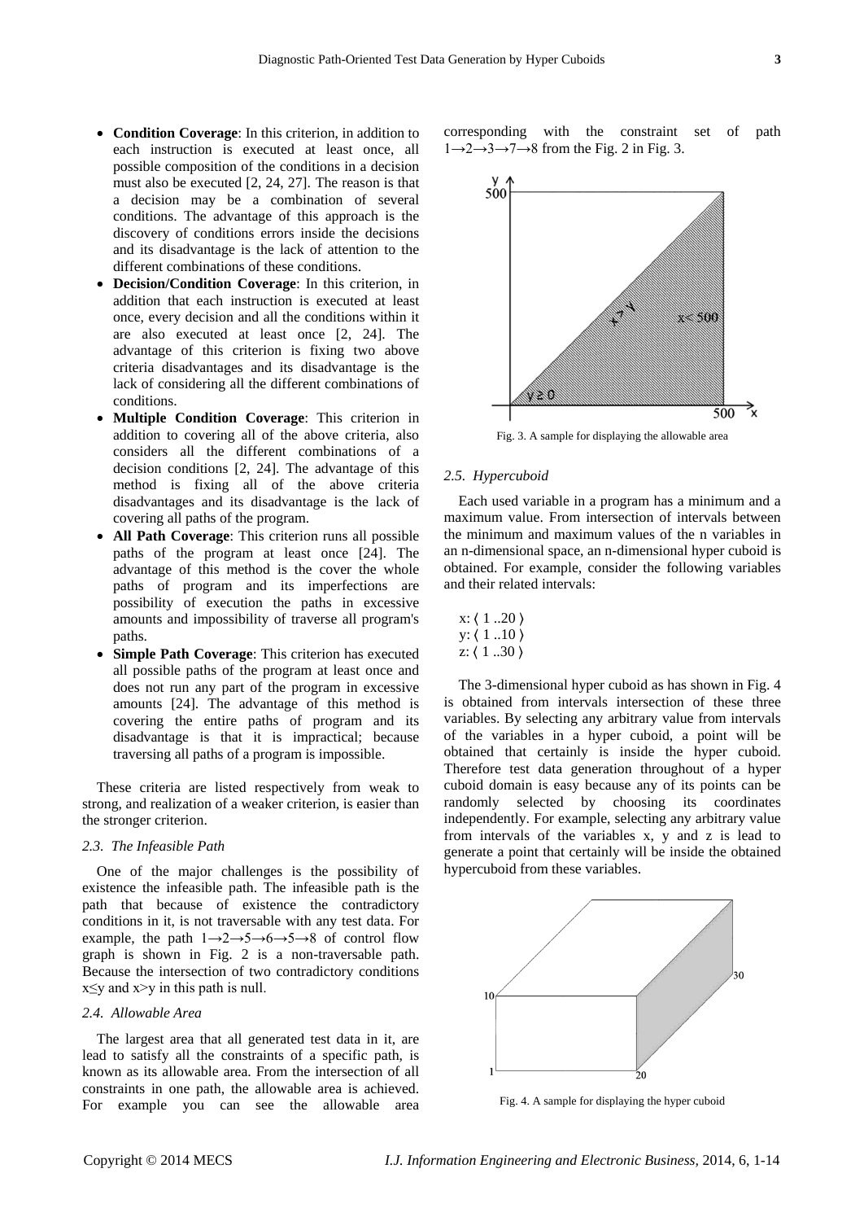- **Condition Coverage**: In this criterion, in addition to each instruction is executed at least once, all possible composition of the conditions in a decision must also be executed [2, 24, 27]. The reason is that a decision may be a combination of several conditions. The advantage of this approach is the discovery of conditions errors inside the decisions and its disadvantage is the lack of attention to the different combinations of these conditions.
- **Decision/Condition Coverage**: In this criterion, in addition that each instruction is executed at least once, every decision and all the conditions within it are also executed at least once [2, 24]. The advantage of this criterion is fixing two above criteria disadvantages and its disadvantage is the lack of considering all the different combinations of conditions.
- **Multiple Condition Coverage**: This criterion in addition to covering all of the above criteria, also considers all the different combinations of a decision conditions [2, 24]. The advantage of this method is fixing all of the above criteria disadvantages and its disadvantage is the lack of covering all paths of the program.
- **All Path Coverage**: This criterion runs all possible paths of the program at least once [24]. The advantage of this method is the cover the whole paths of program and its imperfections are possibility of execution the paths in excessive amounts and impossibility of traverse all program's paths.
- **Simple Path Coverage**: This criterion has executed all possible paths of the program at least once and does not run any part of the program in excessive amounts [24]. The advantage of this method is covering the entire paths of program and its disadvantage is that it is impractical; because traversing all paths of a program is impossible.

These criteria are listed respectively from weak to strong, and realization of a weaker criterion, is easier than the stronger criterion.

### *2.3. The Infeasible Path*

One of the major challenges is the possibility of existence the infeasible path. The infeasible path is the path that because of existence the contradictory conditions in it, is not traversable with any test data. For example, the path 1→2→5→6→5→8 of control flow graph is shown in Fig. 2 is a non-traversable path. Because the intersection of two contradictory conditions $x \leq y$ and $x > y$ in this path is null.

### *2.4. Allowable Area*

The largest area that all generated test data in it, are lead to satisfy all the constraints of a specific path, is known as its allowable area. From the intersection of all constraints in one path, the allowable area is achieved. For example you can see the allowable area corresponding with the constraint set of path 1→2→3→7→8 from the Fig. 2 in Fig. 3.

Fig. 3. A sample for displaying the allowable area

### *2.5. Hypercuboid*

Each used variable in a program has a minimum and a maximum value. From intersection of intervals between the minimum and maximum values of the n variables in an n-dimensional space, an n-dimensional hyper cuboid is obtained. For example, consider the following variables and their related intervals:

x: ⟨ 1 ..20 ⟩
y: ⟨ 1 ..10 ⟩
z: ⟨ 1 ..30 ⟩

The 3-dimensional hyper cuboid as has shown in Fig. 4 is obtained from intervals intersection of these three variables. By selecting any arbitrary value from intervals of the variables in a hyper cuboid, a point will be obtained that certainly is inside the hyper cuboid. Therefore test data generation throughout of a hyper cuboid domain is easy because any of its points can be randomly selected by choosing its coordinates independently. For example, selecting any arbitrary value from intervals of the variables x, y and z is lead to generate a point that certainly will be inside the obtained hypercuboid from these variables.

Fig. 4. A sample for displaying the hyper cuboid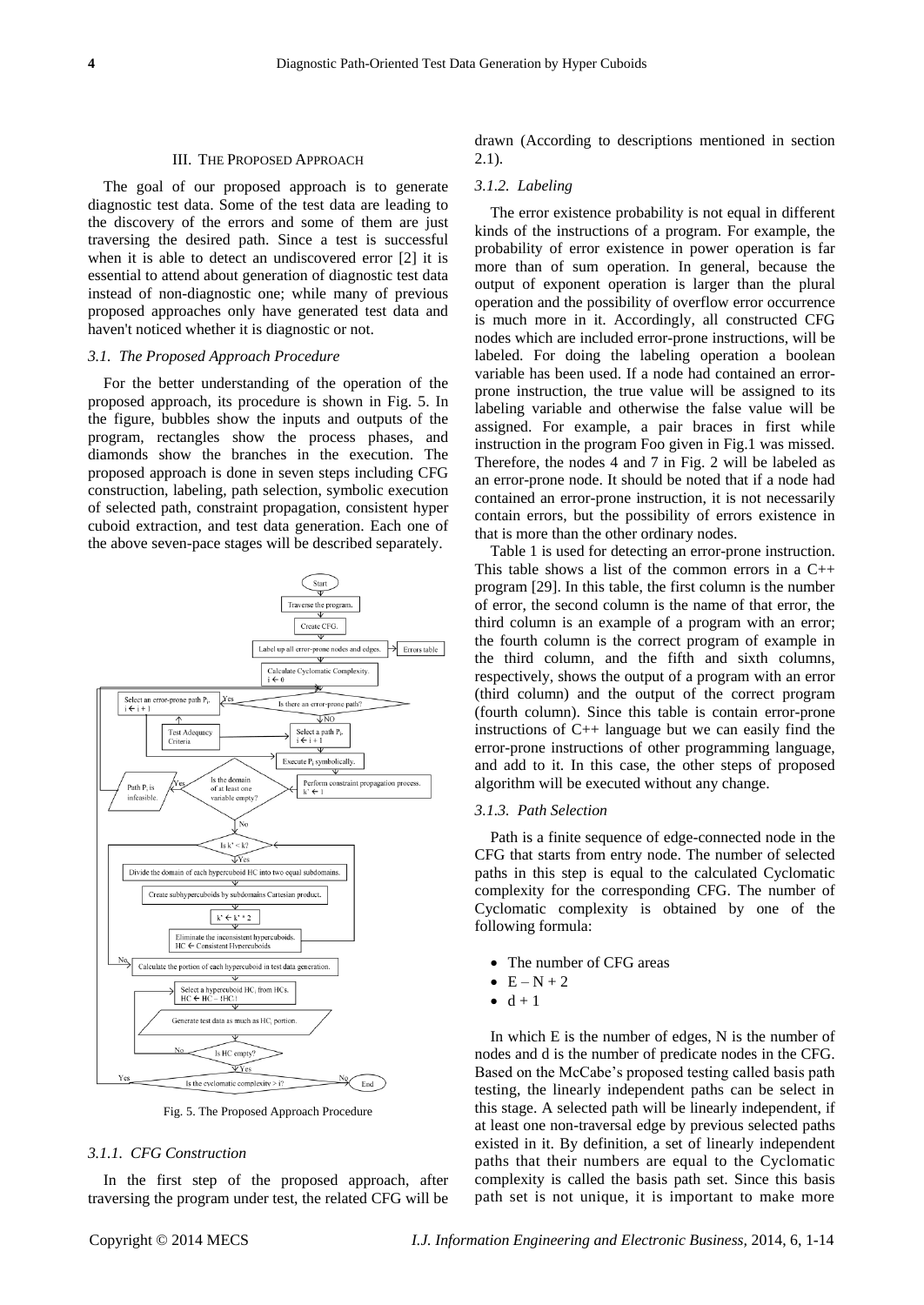## III. The Proposed Approach

The goal of our proposed approach is to generate diagnostic test data. Some of the test data are leading to the discovery of the errors and some of them are just traversing the desired path. Since a test is successful when it is able to detect an undiscovered error [2] it is essential to attend about generation of diagnostic test data instead of non-diagnostic one; while many of previous proposed approaches only have generated test data and haven't noticed whether it is diagnostic or not.

### *3.1. The Proposed Approach Procedure*

For the better understanding of the operation of the proposed approach, its procedure is shown in Fig. 5. In the figure, bubbles show the inputs and outputs of the program, rectangles show the process phases, and diamonds show the branches in the execution. The proposed approach is done in seven steps including CFG construction, labeling, path selection, symbolic execution of selected path, constraint propagation, consistent hyper cuboid extraction, and test data generation. Each one of the above seven-pace stages will be described separately.

Fig. 5. The Proposed Approach Procedure

#### *3.1.1. CFG Construction*

In the first step of the proposed approach, after traversing the program under test, the related CFG will be drawn (According to descriptions mentioned in section 2.1).

#### *3.1.2. Labeling*

The error existence probability is not equal in different kinds of the instructions of a program. For example, the probability of error existence in power operation is far more than of sum operation. In general, because the output of exponent operation is larger than the plural operation and the possibility of overflow error occurrence is much more in it. Accordingly, all constructed CFG nodes which are included error-prone instructions, will be labeled. For doing the labeling operation a boolean variable has been used. If a node had contained an error-prone instruction, the true value will be assigned to its labeling variable and otherwise the false value will be assigned. For example, a pair braces in first while instruction in the program Foo given in Fig.1 was missed. Therefore, the nodes 4 and 7 in Fig. 2 will be labeled as an error-prone node. It should be noted that if a node had contained an error-prone instruction, it is not necessarily contain errors, but the possibility of errors existence in that is more than the other ordinary nodes.

Table 1 is used for detecting an error-prone instruction. This table shows a list of the common errors in a C++ program [29]. In this table, the first column is the number of error, the second column is the name of that error, the third column is an example of a program with an error; the fourth column is the correct program of example in the third column, and the fifth and sixth columns, respectively, shows the output of a program with an error (third column) and the output of the correct program (fourth column). Since this table is contain error-prone instructions of C++ language but we can easily find the error-prone instructions of other programming language, and add to it. In this case, the other steps of proposed algorithm will be executed without any change.

#### *3.1.3. Path Selection*

Path is a finite sequence of edge-connected node in the CFG that starts from entry node. The number of selected paths in this step is equal to the calculated Cyclomatic complexity for the corresponding CFG. The number of Cyclomatic complexity is obtained by one of the following formula:

- The number of CFG areas
- $E - N + 2$
- $d + 1$

In which E is the number of edges, N is the number of nodes and d is the number of predicate nodes in the CFG. Based on the McCabe's proposed testing called basis path testing, the linearly independent paths can be select in this stage. A selected path will be linearly independent, if at least one non-traversal edge by previous selected paths existed in it. By definition, a set of linearly independent paths that their numbers are equal to the Cyclomatic complexity is called the basis path set. Since this basis path set is not unique, it is important to make more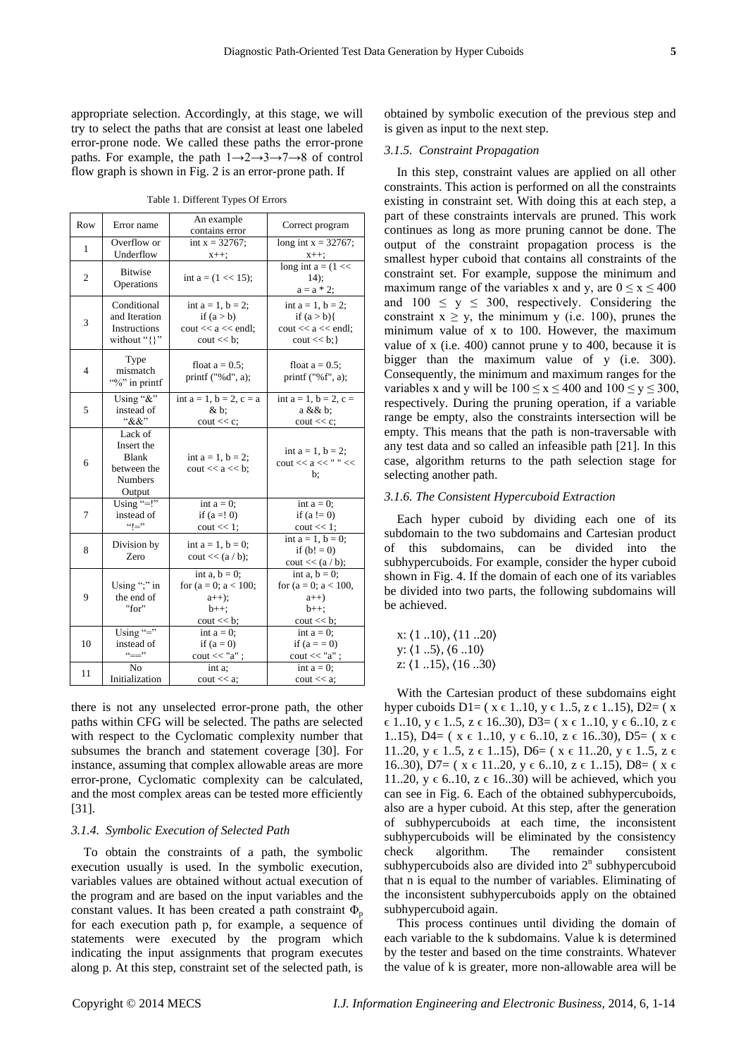appropriate selection. Accordingly, at this stage, we will try to select the paths that are consist at least one labeled error-prone node. We called these paths the error-prone paths. For example, the path 1→2→3→7→8 of control flow graph is shown in Fig. 2 is an error-prone path. If

Table 1. Different Types Of Errors

| Row | Error name | An example contains error | Correct program |
|---|---|---|---|
| 1 | Overflow or Underflow | int x = 32767; x++; | long int x = 32767; x++; |
| 2 | Bitwise Operations | int a = (1 << 15); | long int a = (1 << 14); a = a * 2; |
| 3 | Conditional and Iteration Instructions without "{}" | int a = 1, b = 2; if (a > b) cout << a << endl; cout << b; | int a = 1, b = 2; if (a > b){ cout << a << endl; cout << b;} |
| 4 | Type mismatch "%" in printf | float a = 0.5; printf ("%d", a); | float a = 0.5; printf ("%f", a); |
| 5 | Using "&" instead of "&&" | int a = 1, b = 2, c = a & b; cout << c; | int a = 1, b = 2, c = a && b; cout << c; |
| 6 | Lack of Insert the Blank between the Numbers Output | int a = 1, b = 2; cout << a << b; | int a = 1, b = 2; cout << a << " " << b; |
| 7 | Using "=!" instead of "!=" | int a = 0; if (a =! 0) cout << 1; | int a = 0; if (a != 0) cout << 1; |
| 8 | Division by Zero | int a = 1, b = 0; cout << (a / b); | int a = 1, b = 0; if (b! = 0) cout << (a / b); |
| 9 | Using ";" in the end of "for" | int a, b = 0; for (a = 0; a < 100; a++); b++; cout << b; | int a, b = 0; for (a = 0; a < 100, a++) b++; cout << b; |
| 10 | Using "=" instead of "==" | int a = 0; if (a = 0) cout << "a" ; | int a = 0; if (a = = 0) cout << "a" ; |
| 11 | No Initialization | int a; cout << a; | int a = 0; cout << a; |

there is not any unselected error-prone path, the other paths within CFG will be selected. The paths are selected with respect to the Cyclomatic complexity number that subsumes the branch and statement coverage [30]. For instance, assuming that complex allowable areas are more error-prone, Cyclomatic complexity can be calculated, and the most complex areas can be tested more efficiently [31].

### 3.1.4. Symbolic Execution of Selected Path

To obtain the constraints of a path, the symbolic execution usually is used. In the symbolic execution, variables values are obtained without actual execution of the program and are based on the input variables and the constant values. It has been created a path constraint $\Phi_p$ for each execution path p, for example, a sequence of statements were executed by the program which indicating the input assignments that program executes along p. At this step, constraint set of the selected path, is obtained by symbolic execution of the previous step and is given as input to the next step.

### 3.1.5. Constraint Propagation

In this step, constraint values are applied on all other constraints. This action is performed on all the constraints existing in constraint set. With doing this at each step, a part of these constraints intervals are pruned. This work continues as long as more pruning cannot be done. The output of the constraint propagation process is the smallest hyper cuboid that contains all constraints of the constraint set. For example, suppose the minimum and maximum range of the variables x and y, are $0 \leq x \leq 400$ and $100 \leq y \leq 300$, respectively. Considering the constraint $x \geq y$, the minimum y (i.e. 100), prunes the minimum value of x to 100. However, the maximum value of x (i.e. 400) cannot prune y to 400, because it is bigger than the maximum value of y (i.e. 300). Consequently, the minimum and maximum ranges for the variables x and y will be $100 \leq x \leq 400$ and $100 \leq y \leq 300$, respectively. During the pruning operation, if a variable range be empty, also the constraints intersection will be empty. This means that the path is non-traversable with any test data and so called an infeasible path [21]. In this case, algorithm returns to the path selection stage for selecting another path.

### 3.1.6. The Consistent Hypercuboid Extraction

Each hyper cuboid by dividing each one of its subdomain to the two subdomains and Cartesian product of this subdomains, can be divided into the subhypercuboids. For example, consider the hyper cuboid shown in Fig. 4. If the domain of each one of its variables be divided into two parts, the following subdomains will be achieved.

x: ⟨1 ..10⟩, ⟨11 ..20⟩
y: ⟨1 ..5⟩, ⟨6 ..10⟩
z: ⟨1 ..15⟩, ⟨16 ..30⟩

With the Cartesian product of these subdomains eight hyper cuboids D1= ( x ϵ 1..10, y ϵ 1..5, z ϵ 1..15), D2= ( x ϵ 1..10, y ϵ 1..5, z ϵ 16..30), D3= ( x ϵ 1..10, y ϵ 6..10, z ϵ 1..15), D4= ( x ϵ 1..10, y ϵ 6..10, z ϵ 16..30), D5= ( x ϵ 11..20, y ϵ 1..5, z ϵ 1..15), D6= ( x ϵ 11..20, y ϵ 1..5, z ϵ 16..30), D7= ( x ϵ 11..20, y ϵ 6..10, z ϵ 1..15), D8= ( x ϵ 11..20, y ϵ 6..10, z ϵ 16..30) will be achieved, which you can see in Fig. 6. Each of the obtained subhypercuboids, also are a hyper cuboid. At this step, after the generation of subhypercuboids at each time, the inconsistent subhypercuboids will be eliminated by the consistency check algorithm. The remainder consistent subhypercuboids also are divided into $2^n$ subhypercuboid that n is equal to the number of variables. Eliminating of the inconsistent subhypercuboids apply on the obtained subhypercuboid again.

This process continues until dividing the domain of each variable to the k subdomains. Value k is determined by the tester and based on the time constraints. Whatever the value of k is greater, more non-allowable area will be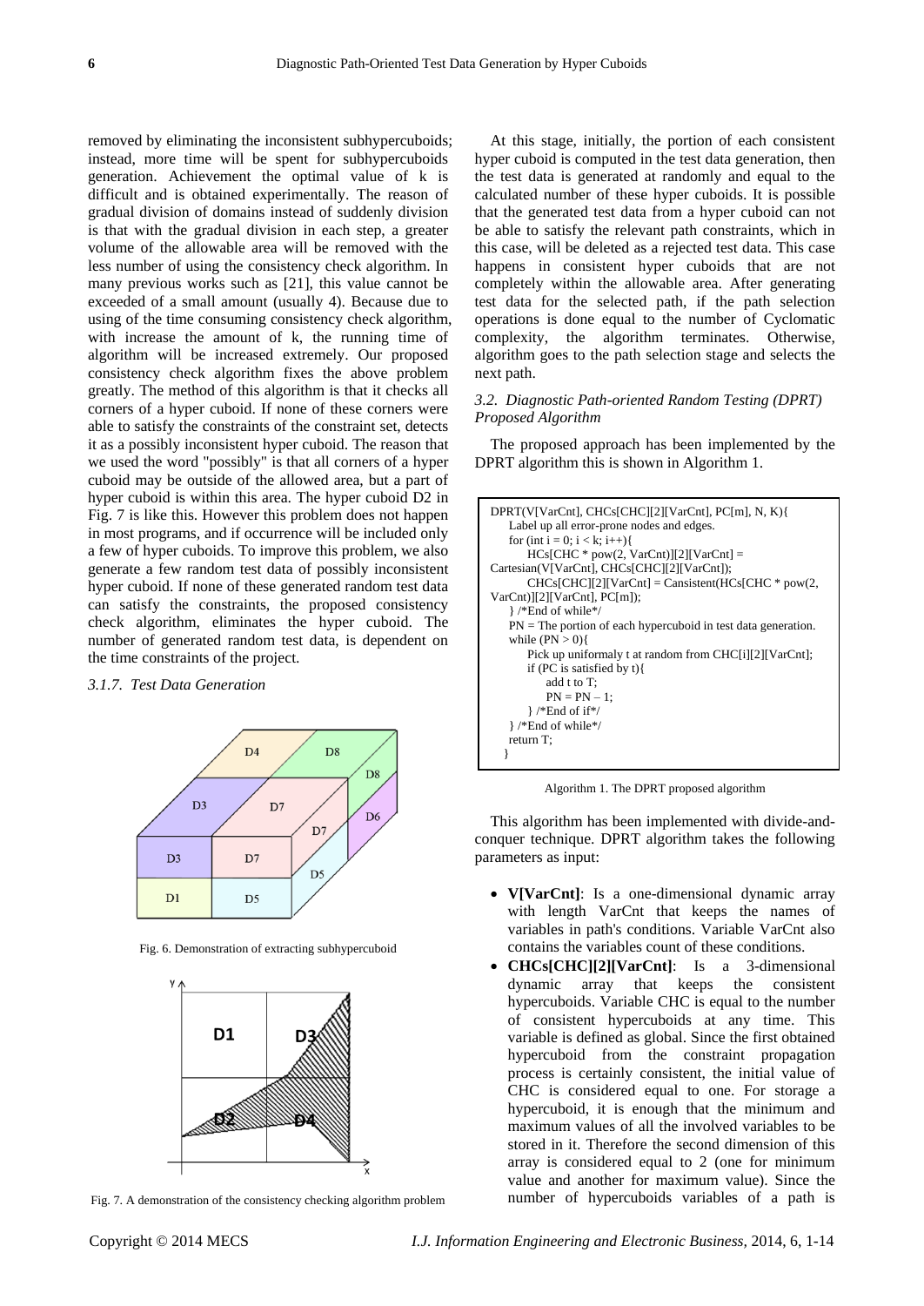removed by eliminating the inconsistent subhypercuboids; instead, more time will be spent for subhypercuboids generation. Achievement the optimal value of k is difficult and is obtained experimentally. The reason of gradual division of domains instead of suddenly division is that with the gradual division in each step, a greater volume of the allowable area will be removed with the less number of using the consistency check algorithm. In many previous works such as [21], this value cannot be exceeded of a small amount (usually 4). Because due to using of the time consuming consistency check algorithm, with increase the amount of k, the running time of algorithm will be increased extremely. Our proposed consistency check algorithm fixes the above problem greatly. The method of this algorithm is that it checks all corners of a hyper cuboid. If none of these corners were able to satisfy the constraints of the constraint set, detects it as a possibly inconsistent hyper cuboid. The reason that we used the word "possibly" is that all corners of a hyper cuboid may be outside of the allowed area, but a part of hyper cuboid is within this area. The hyper cuboid D2 in Fig. 7 is like this. However this problem does not happen in most programs, and if occurrence will be included only a few of hyper cuboids. To improve this problem, we also generate a few random test data of possibly inconsistent hyper cuboid. If none of these generated random test data can satisfy the constraints, the proposed consistency check algorithm, eliminates the hyper cuboid. The number of generated random test data, is dependent on the time constraints of the project.

### *3.1.7. Test Data Generation*

Fig. 6. Demonstration of extracting subhypercuboid

Fig. 7. A demonstration of the consistency checking algorithm problem

At this stage, initially, the portion of each consistent hyper cuboid is computed in the test data generation, then the test data is generated at randomly and equal to the calculated number of these hyper cuboids. It is possible that the generated test data from a hyper cuboid can not be able to satisfy the relevant path constraints, which in this case, will be deleted as a rejected test data. This case happens in consistent hyper cuboids that are not completely within the allowable area. After generating test data for the selected path, if the path selection operations is done equal to the number of Cyclomatic complexity, the algorithm terminates. Otherwise, algorithm goes to the path selection stage and selects the next path.

### *3.2. Diagnostic Path-oriented Random Testing (DPRT) Proposed Algorithm*

The proposed approach has been implemented by the DPRT algorithm this is shown in Algorithm 1.

```
DPRT(V[VarCnt], CHCs[CHC][2][VarCnt], PC[m], N, K){
    Label up all error-prone nodes and edges.
    for (int i = 0; i < k; i++){
        HCs[CHC * pow(2, VarCnt)][2][VarCnt] =
Cartesian(V[VarCnt], CHCs[CHC][2][VarCnt]);
        CHCs[CHC][2][VarCnt] = Consistent(HCs[CHC * pow(2,
VarCnt)][2][VarCnt], PC[m]);
    } /*End of while*/
    PN = The portion of each hypercuboid in test data generation.
    while (PN > 0){
        Pick up uniformaly t at random from CHC[i][2][VarCnt];
        if (PC is satisfied by t){
            add t to T;
            PN = PN – 1;
        } /*End of if*/
    } /*End of while*/
    return T;
  }
```

Algorithm 1. The DPRT proposed algorithm

This algorithm has been implemented with divide-and-conquer technique. DPRT algorithm takes the following parameters as input:

- **V[VarCnt]**: Is a one-dimensional dynamic array with length VarCnt that keeps the names of variables in path's conditions. Variable VarCnt also contains the variables count of these conditions.
- **CHCs[CHC][2][VarCnt]**: Is a 3-dimensional dynamic array that keeps the consistent hypercuboids. Variable CHC is equal to the number of consistent hypercuboids at any time. This variable is defined as global. Since the first obtained hypercuboid from the constraint propagation process is certainly consistent, the initial value of CHC is considered equal to one. For storage a hypercuboid, it is enough that the minimum and maximum values of all the involved variables to be stored in it. Therefore the second dimension of this array is considered equal to 2 (one for minimum value and another for maximum value). Since the number of hypercuboids variables of a path is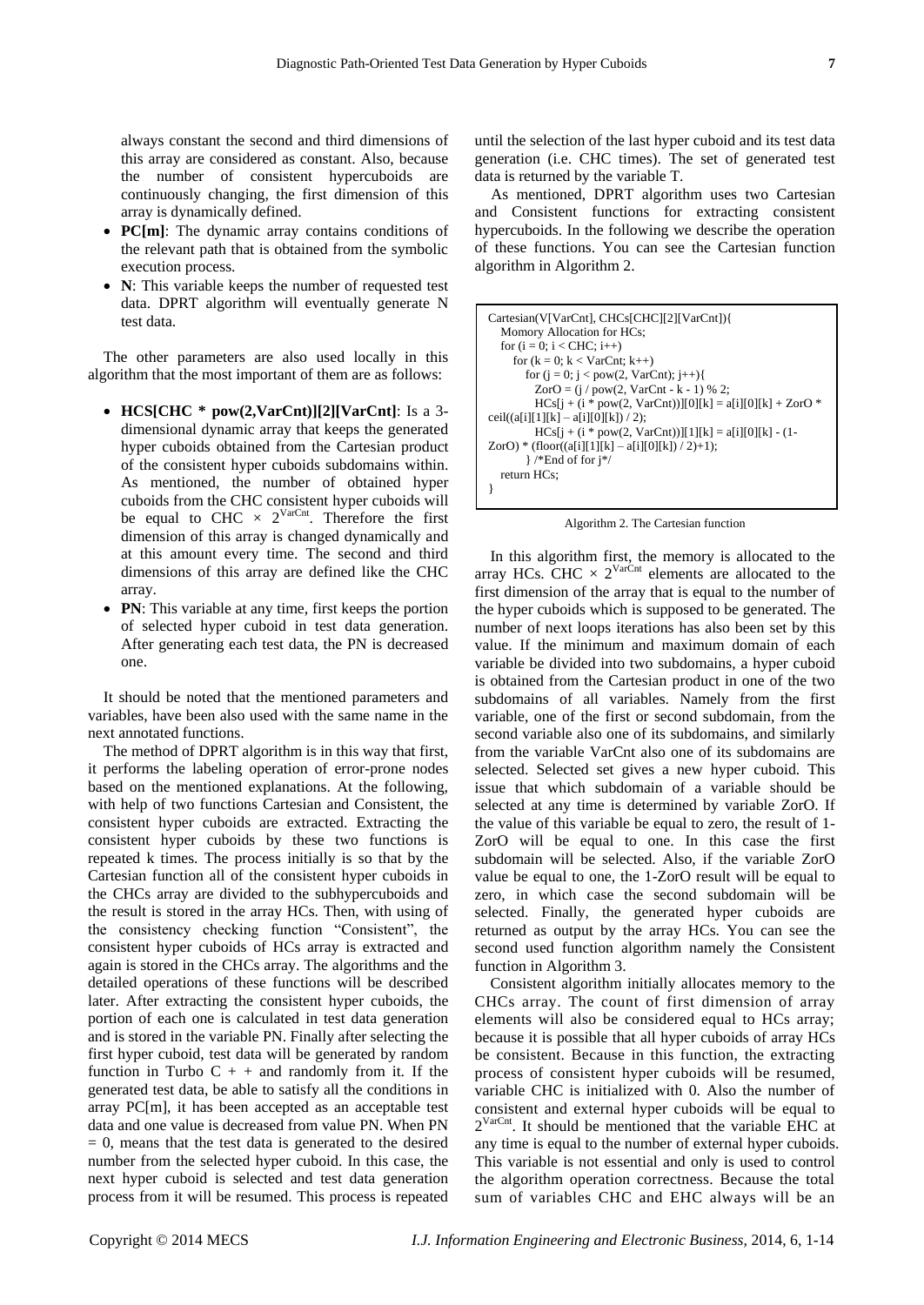always constant the second and third dimensions of this array are considered as constant. Also, because the number of consistent hypercuboids are continuously changing, the first dimension of this array is dynamically defined.

- **PC[m]**: The dynamic array contains conditions of the relevant path that is obtained from the symbolic execution process.
- **N**: This variable keeps the number of requested test data. DPRT algorithm will eventually generate N test data.

The other parameters are also used locally in this algorithm that the most important of them are as follows:

- **HCS[CHC * pow(2,VarCnt)][2][VarCnt]**: Is a 3-dimensional dynamic array that keeps the generated hyper cuboids obtained from the Cartesian product of the consistent hyper cuboids subdomains within. As mentioned, the number of obtained hyper cuboids from the CHC consistent hyper cuboids will be equal to CHC $\times$ $2^{VarCnt}$. Therefore the first dimension of this array is changed dynamically and at this amount every time. The second and third dimensions of this array are defined like the CHC array.
- **PN**: This variable at any time, first keeps the portion of selected hyper cuboid in test data generation. After generating each test data, the PN is decreased one.

It should be noted that the mentioned parameters and variables, have been also used with the same name in the next annotated functions.

The method of DPRT algorithm is in this way that first, it performs the labeling operation of error-prone nodes based on the mentioned explanations. At the following, with help of two functions Cartesian and Consistent, the consistent hyper cuboids are extracted. Extracting the consistent hyper cuboids by these two functions is repeated k times. The process initially is so that by the Cartesian function all of the consistent hyper cuboids in the CHCs array are divided to the subhypercuboids and the result is stored in the array HCs. Then, with using of the consistency checking function "Consistent", the consistent hyper cuboids of HCs array is extracted and again is stored in the CHCs array. The algorithms and the detailed operations of these functions will be described later. After extracting the consistent hyper cuboids, the portion of each one is calculated in test data generation and is stored in the variable PN. Finally after selecting the first hyper cuboid, test data will be generated by random function in Turbo C + + and randomly from it. If the generated test data, be able to satisfy all the conditions in array PC[m], it has been accepted as an acceptable test data and one value is decreased from value PN. When PN = 0, means that the test data is generated to the desired number from the selected hyper cuboid. In this case, the next hyper cuboid is selected and test data generation process from it will be resumed. This process is repeated until the selection of the last hyper cuboid and its test data generation (i.e. CHC times). The set of generated test data is returned by the variable T.

As mentioned, DPRT algorithm uses two Cartesian and Consistent functions for extracting consistent hypercuboids. In the following we describe the operation of these functions. You can see the Cartesian function algorithm in Algorithm 2.

```
Cartesian(V[VarCnt], CHCs[CHC][2][VarCnt]){
   Momory Allocation for HCs;
   for (i = 0; i < CHC; i++)
      for (k = 0; k < VarCnt; k++)
         for (j = 0; j < pow(2, VarCnt); j++){
            ZorO = (j / pow(2, VarCnt - k - 1) % 2;
            HCs[j + (i * pow(2, VarCnt))][0][k] = a[i][0][k] + ZorO * ceil((a[i][1][k] – a[i][0][k]) / 2);
            HCs[j + (i * pow(2, VarCnt))][1][k] = a[i][0][k] - (1-ZorO) * (floor((a[i][1][k] – a[i][0][k]) / 2)+1);
         } /*End of for j*/
   return HCs;
}
```

Algorithm 2. The Cartesian function

In this algorithm first, the memory is allocated to the array HCs. CHC $\times$ $2^{VarCnt}$ elements are allocated to the first dimension of the array that is equal to the number of the hyper cuboids which is supposed to be generated. The number of next loops iterations has also been set by this value. If the minimum and maximum domain of each variable be divided into two subdomains, a hyper cuboid is obtained from the Cartesian product in one of the two subdomains of all variables. Namely from the first variable, one of the first or second subdomain, from the second variable also one of its subdomains, and similarly from the variable VarCnt also one of its subdomains are selected. Selected set gives a new hyper cuboid. This issue that which subdomain of a variable should be selected at any time is determined by variable ZorO. If the value of this variable be equal to zero, the result of 1-ZorO will be equal to one. In this case the first subdomain will be selected. Also, if the variable ZorO value be equal to one, the 1-ZorO result will be equal to zero, in which case the second subdomain will be selected. Finally, the generated hyper cuboids are returned as output by the array HCs. You can see the second used function algorithm namely the Consistent function in Algorithm 3.

Consistent algorithm initially allocates memory to the CHCs array. The count of first dimension of array elements will also be considered equal to HCs array; because it is possible that all hyper cuboids of array HCs be consistent. Because in this function, the extracting process of consistent hyper cuboids will be resumed, variable CHC is initialized with 0. Also the number of consistent and external hyper cuboids will be equal to $2^{VarCnt}$. It should be mentioned that the variable EHC at any time is equal to the number of external hyper cuboids. This variable is not essential and only is used to control the algorithm operation correctness. Because the total sum of variables CHC and EHC always will be an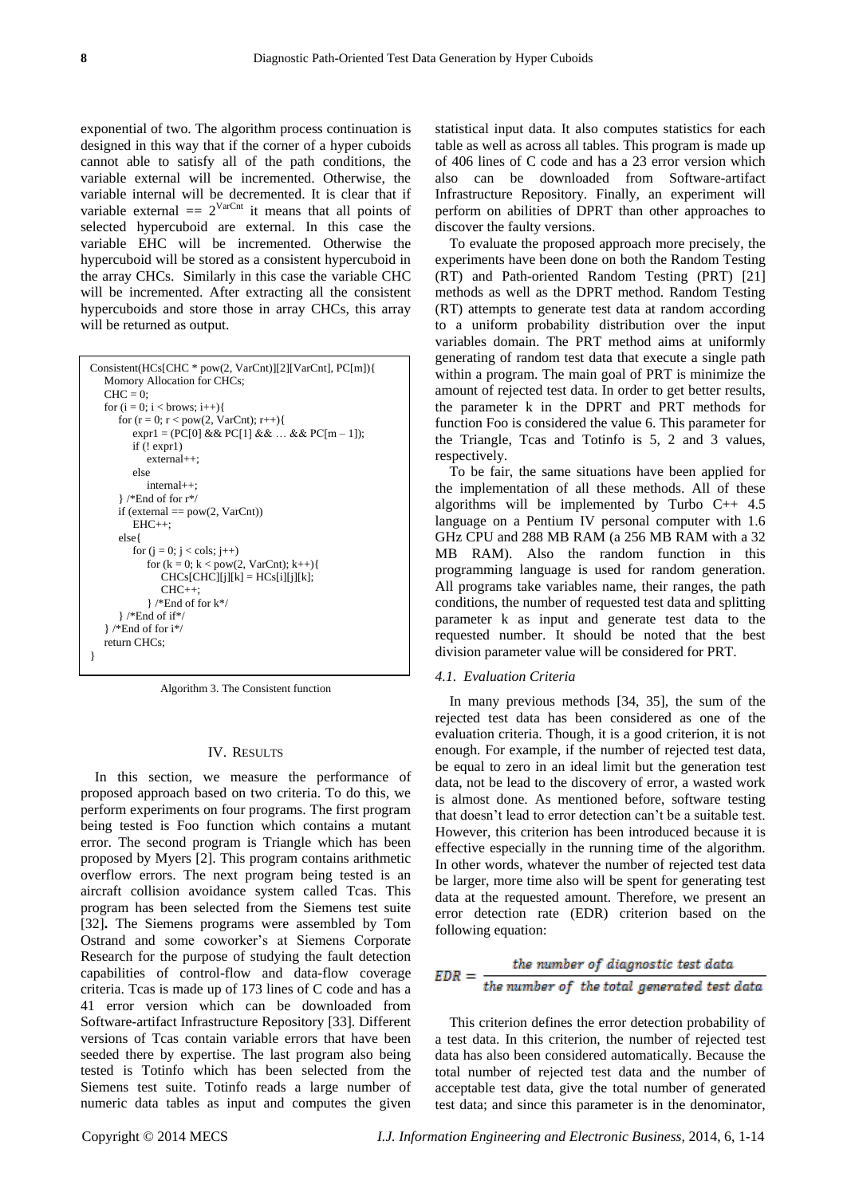exponential of two. The algorithm process continuation is designed in this way that if the corner of a hyper cuboids cannot able to satisfy all of the path conditions, the variable external will be incremented. Otherwise, the variable internal will be decremented. It is clear that if variable external == $2^{VarCnt}$ it means that all points of selected hypercuboid are external. In this case the variable EHC will be incremented. Otherwise the hypercuboid will be stored as a consistent hypercuboid in the array CHCs. Similarly in this case the variable CHC will be incremented. After extracting all the consistent hypercuboids and store those in array CHCs, this array will be returned as output.

```
Consistent(HCs[CHC * pow(2, VarCnt)][2][VarCnt], PC[m]){
    Momory Allocation for CHCs;
    CHC = 0;
    for (i = 0; i < brows; i++){
        for (r = 0; r < pow(2, VarCnt); r++){
            expr1 = (PC[0] && PC[1] && … && PC[m – 1]);
            if (! expr1)
                external++;
            else
                internal++;
        } /*End of for r*/
        if (external == pow(2, VarCnt))
            EHC++;
        else{
            for (j = 0; j < cols; j++)
                for (k = 0; k < pow(2, VarCnt); k++){
                    CHCs[CHC][j][k] = HCs[i][j][k];
                    CHC++;
                } /*End of for k*/
        } /*End of if*/
    } /*End of for i*/
    return CHCs;
}
```

Algorithm 3. The Consistent function

## IV. Results

In this section, we measure the performance of proposed approach based on two criteria. To do this, we perform experiments on four programs. The first program being tested is Foo function which contains a mutant error. The second program is Triangle which has been proposed by Myers [2]. This program contains arithmetic overflow errors. The next program being tested is an aircraft collision avoidance system called Tcas. This program has been selected from the Siemens test suite [32]**.** The Siemens programs were assembled by Tom Ostrand and some coworker's at Siemens Corporate Research for the purpose of studying the fault detection capabilities of control-flow and data-flow coverage criteria. Tcas is made up of 173 lines of C code and has a 41 error version which can be downloaded from Software-artifact Infrastructure Repository [33]. Different versions of Tcas contain variable errors that have been seeded there by expertise. The last program also being tested is Totinfo which has been selected from the Siemens test suite. Totinfo reads a large number of numeric data tables as input and computes the given statistical input data. It also computes statistics for each table as well as across all tables. This program is made up of 406 lines of C code and has a 23 error version which also can be downloaded from Software-artifact Infrastructure Repository. Finally, an experiment will perform on abilities of DPRT than other approaches to discover the faulty versions.

To evaluate the proposed approach more precisely, the experiments have been done on both the Random Testing (RT) and Path-oriented Random Testing (PRT) [21] methods as well as the DPRT method. Random Testing (RT) attempts to generate test data at random according to a uniform probability distribution over the input variables domain. The PRT method aims at uniformly generating of random test data that execute a single path within a program. The main goal of PRT is minimize the amount of rejected test data. In order to get better results, the parameter k in the DPRT and PRT methods for function Foo is considered the value 6. This parameter for the Triangle, Tcas and Totinfo is 5, 2 and 3 values, respectively.

To be fair, the same situations have been applied for the implementation of all these methods. All of these algorithms will be implemented by Turbo C++ 4.5 language on a Pentium IV personal computer with 1.6 GHz CPU and 288 MB RAM (a 256 MB RAM with a 32 MB RAM). Also the random function in this programming language is used for random generation. All programs take variables name, their ranges, the path conditions, the number of requested test data and splitting parameter k as input and generate test data to the requested number. It should be noted that the best division parameter value will be considered for PRT.

### *4.1. Evaluation Criteria*

In many previous methods [34, 35], the sum of the rejected test data has been considered as one of the evaluation criteria. Though, it is a good criterion, it is not enough. For example, if the number of rejected test data, be equal to zero in an ideal limit but the generation test data, not be lead to the discovery of error, a wasted work is almost done. As mentioned before, software testing that doesn't lead to error detection can't be a suitable test. However, this criterion has been introduced because it is effective especially in the running time of the algorithm. In other words, whatever the number of rejected test data be larger, more time also will be spent for generating test data at the requested amount. Therefore, we present an error detection rate (EDR) criterion based on the following equation:

$$EDR = \frac{\textit{the number of diagnostic test data}}{\textit{the number of the total generated test data}}$$

This criterion defines the error detection probability of a test data. In this criterion, the number of rejected test data has also been considered automatically. Because the total number of rejected test data and the number of acceptable test data, give the total number of generated test data; and since this parameter is in the denominator,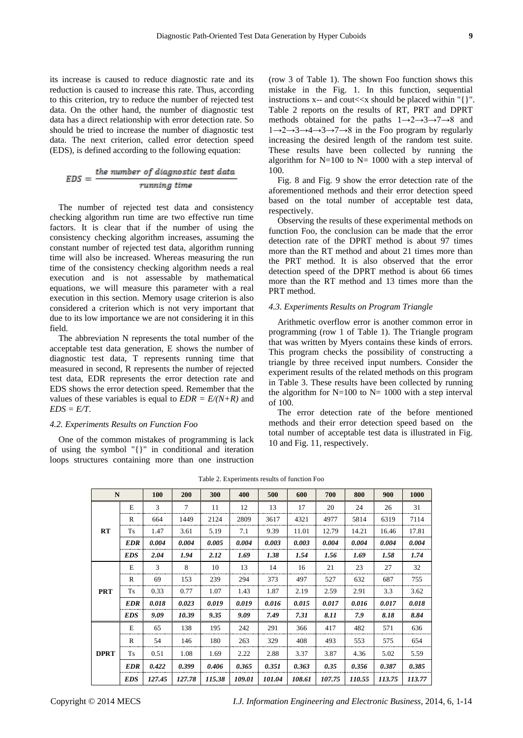its increase is caused to reduce diagnostic rate and its reduction is caused to increase this rate. Thus, according to this criterion, try to reduce the number of rejected test data. On the other hand, the number of diagnostic test data has a direct relationship with error detection rate. So should be tried to increase the number of diagnostic test data. The next criterion, called error detection speed (EDS), is defined according to the following equation:

$$EDS = \frac{\text{the number of diagnostic test data}}{\text{running time}}$$

The number of rejected test data and consistency checking algorithm run time are two effective run time factors. It is clear that if the number of using the consistency checking algorithm increases, assuming the constant number of rejected test data, algorithm running time will also be increased. Whereas measuring the run time of the consistency checking algorithm needs a real execution and is not assessable by mathematical equations, we will measure this parameter with a real execution in this section. Memory usage criterion is also considered a criterion which is not very important that due to its low importance we are not considering it in this field.

The abbreviation N represents the total number of the acceptable test data generation, E shows the number of diagnostic test data, T represents running time that measured in second, R represents the number of rejected test data, EDR represents the error detection rate and EDS shows the error detection speed. Remember that the values of these variables is equal to $EDR = E/(N+R)$ and $EDS = E/T$.

### 4.2. Experiments Results on Function Foo

One of the common mistakes of programming is lack of using the symbol "{}" in conditional and iteration loops structures containing more than one instruction (row 3 of Table 1). The shown Foo function shows this mistake in the Fig. 1. In this function, sequential instructions x-- and cout<<x should be placed within "{}". Table 2 reports on the results of RT, PRT and DPRT methods obtained for the paths 1→2→3→7→8 and 1→2→3→4→3→7→8 in the Foo program by regularly increasing the desired length of the random test suite. These results have been collected by running the algorithm for N=100 to N= 1000 with a step interval of 100.

Fig. 8 and Fig. 9 show the error detection rate of the aforementioned methods and their error detection speed based on the total number of acceptable test data, respectively.

Observing the results of these experimental methods on function Foo, the conclusion can be made that the error detection rate of the DPRT method is about 97 times more than the RT method and about 21 times more than the PRT method. It is also observed that the error detection speed of the DPRT method is about 66 times more than the RT method and 13 times more than the PRT method.

### 4.3. Experiments Results on Program Triangle

Arithmetic overflow error is another common error in programming (row 1 of Table 1). The Triangle program that was written by Myers contains these kinds of errors. This program checks the possibility of constructing a triangle by three received input numbers. Consider the experiment results of the related methods on this program in Table 3. These results have been collected by running the algorithm for N=100 to N= 1000 with a step interval of 100.

The error detection rate of the before mentioned methods and their error detection speed based on the total number of acceptable test data is illustrated in Fig. 10 and Fig. 11, respectively.

Table 2. Experiments results of function Foo

| N | | 100 | 200 | 300 | 400 | 500 | 600 | 700 | 800 | 900 | 1000 |
|---|---|---|---|---|---|---|---|---|---|---|---|
| RT | E | 3 | 7 | 11 | 12 | 13 | 17 | 20 | 24 | 26 | 31 |
| | R | 664 | 1449 | 2124 | 2809 | 3617 | 4321 | 4977 | 5814 | 6319 | 7114 |
| | Ts | 1.47 | 3.61 | 5.19 | 7.1 | 9.39 | 11.01 | 12.79 | 14.21 | 16.46 | 17.81 |
| | ***EDR*** | ***0.004*** | ***0.004*** | ***0.005*** | ***0.004*** | ***0.003*** | ***0.003*** | ***0.004*** | ***0.004*** | ***0.004*** | ***0.004*** |
| | ***EDS*** | ***2.04*** | ***1.94*** | ***2.12*** | ***1.69*** | ***1.38*** | ***1.54*** | ***1.56*** | ***1.69*** | ***1.58*** | ***1.74*** |
| PRT | E | 3 | 8 | 10 | 13 | 14 | 16 | 21 | 23 | 27 | 32 |
| | R | 69 | 153 | 239 | 294 | 373 | 497 | 527 | 632 | 687 | 755 |
| | Ts | 0.33 | 0.77 | 1.07 | 1.43 | 1.87 | 2.19 | 2.59 | 2.91 | 3.3 | 3.62 |
| | ***EDR*** | ***0.018*** | ***0.023*** | ***0.019*** | ***0.019*** | ***0.016*** | ***0.015*** | ***0.017*** | ***0.016*** | ***0.017*** | ***0.018*** |
| | ***EDS*** | ***9.09*** | ***10.39*** | ***9.35*** | ***9.09*** | ***7.49*** | ***7.31*** | ***8.11*** | ***7.9*** | ***8.18*** | ***8.84*** |
| DPRT | E | 65 | 138 | 195 | 242 | 291 | 366 | 417 | 482 | 571 | 636 |
| | R | 54 | 146 | 180 | 263 | 329 | 408 | 493 | 553 | 575 | 654 |
| | Ts | 0.51 | 1.08 | 1.69 | 2.22 | 2.88 | 3.37 | 3.87 | 4.36 | 5.02 | 5.59 |
| | ***EDR*** | ***0.422*** | ***0.399*** | ***0.406*** | ***0.365*** | ***0.351*** | ***0.363*** | ***0.35*** | ***0.356*** | ***0.387*** | ***0.385*** |
| | ***EDS*** | ***127.45*** | ***127.78*** | ***115.38*** | ***109.01*** | ***101.04*** | ***108.61*** | ***107.75*** | ***110.55*** | ***113.75*** | ***113.77*** |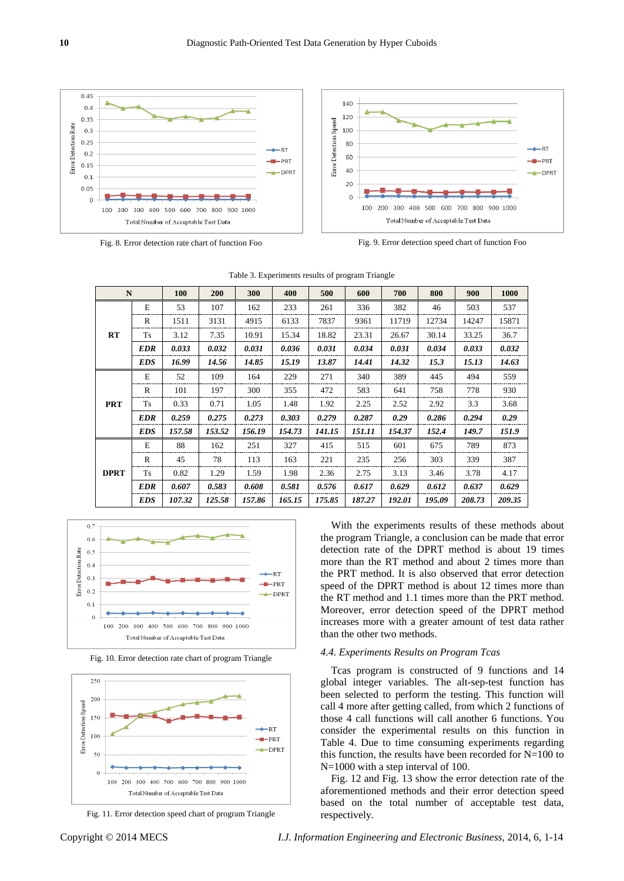Fig. 8. Error detection rate chart of function Foo

Fig. 9. Error detection speed chart of function Foo

Table 3. Experiments results of program Triangle

| N | | 100 | 200 | 300 | 400 | 500 | 600 | 700 | 800 | 900 | 1000 |
|---|---|---|---|---|---|---|---|---|---|---|---|
| RT | E | 53 | 107 | 162 | 233 | 261 | 336 | 382 | 46 | 503 | 537 |
| | R | 1511 | 3131 | 4915 | 6133 | 7837 | 9361 | 11719 | 12734 | 14247 | 15871 |
| | Ts | 3.12 | 7.35 | 10.91 | 15.34 | 18.82 | 23.31 | 26.67 | 30.14 | 33.25 | 36.7 |
| | ***EDR*** | ***0.033*** | ***0.032*** | ***0.031*** | ***0.036*** | ***0.031*** | ***0.034*** | ***0.031*** | ***0.034*** | ***0.033*** | ***0.032*** |
| | ***EDS*** | ***16.99*** | ***14.56*** | ***14.85*** | ***15.19*** | ***13.87*** | ***14.41*** | ***14.32*** | ***15.3*** | ***15.13*** | ***14.63*** |
| PRT | E | 52 | 109 | 164 | 229 | 271 | 340 | 389 | 445 | 494 | 559 |
| | R | 101 | 197 | 300 | 355 | 472 | 583 | 641 | 758 | 778 | 930 |
| | Ts | 0.33 | 0.71 | 1.05 | 1.48 | 1.92 | 2.25 | 2.52 | 2.92 | 3.3 | 3.68 |
| | ***EDR*** | ***0.259*** | ***0.275*** | ***0.273*** | ***0.303*** | ***0.279*** | ***0.287*** | ***0.29*** | ***0.286*** | ***0.294*** | ***0.29*** |
| | ***EDS*** | ***157.58*** | ***153.52*** | ***156.19*** | ***154.73*** | ***141.15*** | ***151.11*** | ***154.37*** | ***152.4*** | ***149.7*** | ***151.9*** |
| DPRT | E | 88 | 162 | 251 | 327 | 415 | 515 | 601 | 675 | 789 | 873 |
| | R | 45 | 78 | 113 | 163 | 221 | 235 | 256 | 303 | 339 | 387 |
| | Ts | 0.82 | 1.29 | 1.59 | 1.98 | 2.36 | 2.75 | 3.13 | 3.46 | 3.78 | 4.17 |
| | ***EDR*** | ***0.607*** | ***0.583*** | ***0.608*** | ***0.581*** | ***0.576*** | ***0.617*** | ***0.629*** | ***0.612*** | ***0.637*** | ***0.629*** |
| | ***EDS*** | ***107.32*** | ***125.58*** | ***157.86*** | ***165.15*** | ***175.85*** | ***187.27*** | ***192.01*** | ***195.09*** | ***208.73*** | ***209.35*** |

Fig. 10. Error detection rate chart of program Triangle

Fig. 11. Error detection speed chart of program Triangle

With the experiments results of these methods about the program Triangle, a conclusion can be made that error detection rate of the DPRT method is about 19 times more than the RT method and about 2 times more than the PRT method. It is also observed that error detection speed of the DPRT method is about 12 times more than the RT method and 1.1 times more than the PRT method. Moreover, error detection speed of the DPRT method increases more with a greater amount of test data rather than the other two methods.

### *4.4. Experiments Results on Program Tcas*

Tcas program is constructed of 9 functions and 14 global integer variables. The alt-sep-test function has been selected to perform the testing. This function will call 4 more after getting called, from which 2 functions of those 4 call functions will call another 6 functions. You consider the experimental results on this function in Table 4. Due to time consuming experiments regarding this function, the results have been recorded for N=100 to N=1000 with a step interval of 100.

Fig. 12 and Fig. 13 show the error detection rate of the aforementioned methods and their error detection speed based on the total number of acceptable test data, respectively.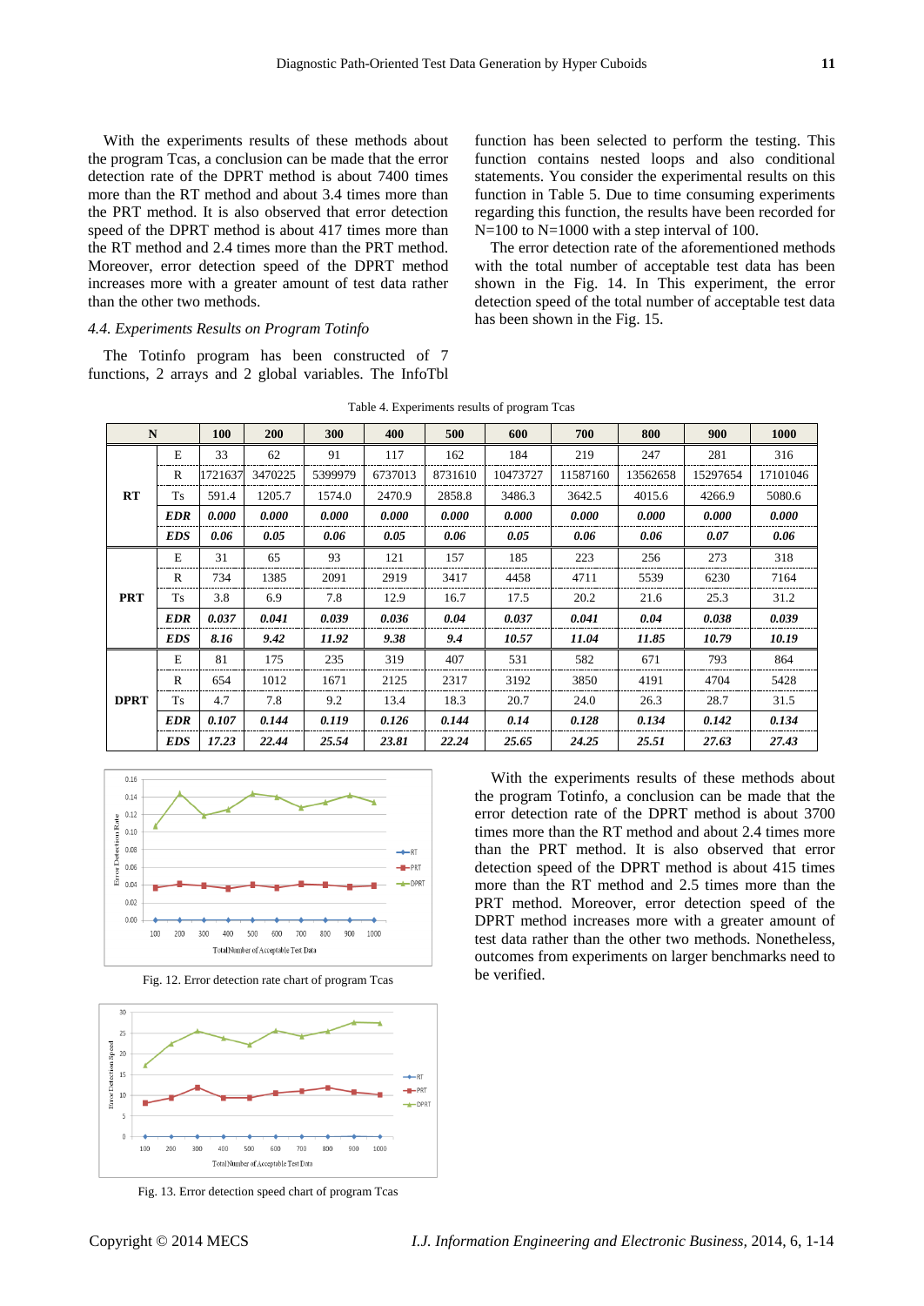With the experiments results of these methods about the program Tcas, a conclusion can be made that the error detection rate of the DPRT method is about 7400 times more than the RT method and about 3.4 times more than the PRT method. It is also observed that error detection speed of the DPRT method is about 417 times more than the RT method and 2.4 times more than the PRT method. Moreover, error detection speed of the DPRT method increases more with a greater amount of test data rather than the other two methods.

### 4.4. Experiments Results on Program Totinfo

The Totinfo program has been constructed of 7 functions, 2 arrays and 2 global variables. The InfoTbl function has been selected to perform the testing. This function contains nested loops and also conditional statements. You consider the experimental results on this function in Table 5. Due to time consuming experiments regarding this function, the results have been recorded for N=100 to N=1000 with a step interval of 100.

The error detection rate of the aforementioned methods with the total number of acceptable test data has been shown in the Fig. 14. In This experiment, the error detection speed of the total number of acceptable test data has been shown in the Fig. 15.

Table 4. Experiments results of program Tcas

| N | | 100 | 200 | 300 | 400 | 500 | 600 | 700 | 800 | 900 | 1000 |
|---|---|---|---|---|---|---|---|---|---|---|---|
| **RT** | E | 33 | 62 | 91 | 117 | 162 | 184 | 219 | 247 | 281 | 316 |
| | R | 1721637 | 3470225 | 5399979 | 6737013 | 8731610 | 10473727 | 11587160 | 13562658 | 15297654 | 17101046 |
| | Ts | 591.4 | 1205.7 | 1574.0 | 2470.9 | 2858.8 | 3486.3 | 3642.5 | 4015.6 | 4266.9 | 5080.6 |
| | ***EDR*** | ***0.000*** | ***0.000*** | ***0.000*** | ***0.000*** | ***0.000*** | ***0.000*** | ***0.000*** | ***0.000*** | ***0.000*** | ***0.000*** |
| | ***EDS*** | ***0.06*** | ***0.05*** | ***0.06*** | ***0.05*** | ***0.06*** | ***0.05*** | ***0.06*** | ***0.06*** | ***0.07*** | ***0.06*** |
| **PRT** | E | 31 | 65 | 93 | 121 | 157 | 185 | 223 | 256 | 273 | 318 |
| | R | 734 | 1385 | 2091 | 2919 | 3417 | 4458 | 4711 | 5539 | 6230 | 7164 |
| | Ts | 3.8 | 6.9 | 7.8 | 12.9 | 16.7 | 17.5 | 20.2 | 21.6 | 25.3 | 31.2 |
| | ***EDR*** | ***0.037*** | ***0.041*** | ***0.039*** | ***0.036*** | ***0.04*** | ***0.037*** | ***0.041*** | ***0.04*** | ***0.038*** | ***0.039*** |
| | ***EDS*** | ***8.16*** | ***9.42*** | ***11.92*** | ***9.38*** | ***9.4*** | ***10.57*** | ***11.04*** | ***11.85*** | ***10.79*** | ***10.19*** |
| **DPRT** | E | 81 | 175 | 235 | 319 | 407 | 531 | 582 | 671 | 793 | 864 |
| | R | 654 | 1012 | 1671 | 2125 | 2317 | 3192 | 3850 | 4191 | 4704 | 5428 |
| | Ts | 4.7 | 7.8 | 9.2 | 13.4 | 18.3 | 20.7 | 24.0 | 26.3 | 28.7 | 31.5 |
| | ***EDR*** | ***0.107*** | ***0.144*** | ***0.119*** | ***0.126*** | ***0.144*** | ***0.14*** | ***0.128*** | ***0.134*** | ***0.142*** | ***0.134*** |
| | ***EDS*** | ***17.23*** | ***22.44*** | ***25.54*** | ***23.81*** | ***22.24*** | ***25.65*** | ***24.25*** | ***25.51*** | ***27.63*** | ***27.43*** |

Fig. 12. Error detection rate chart of program Tcas

Fig. 13. Error detection speed chart of program Tcas

With the experiments results of these methods about the program Totinfo, a conclusion can be made that the error detection rate of the DPRT method is about 3700 times more than the RT method and about 2.4 times more than the PRT method. It is also observed that error detection speed of the DPRT method is about 415 times more than the RT method and 2.5 times more than the PRT method. Moreover, error detection speed of the DPRT method increases more with a greater amount of test data rather than the other two methods. Nonetheless, outcomes from experiments on larger benchmarks need to be verified.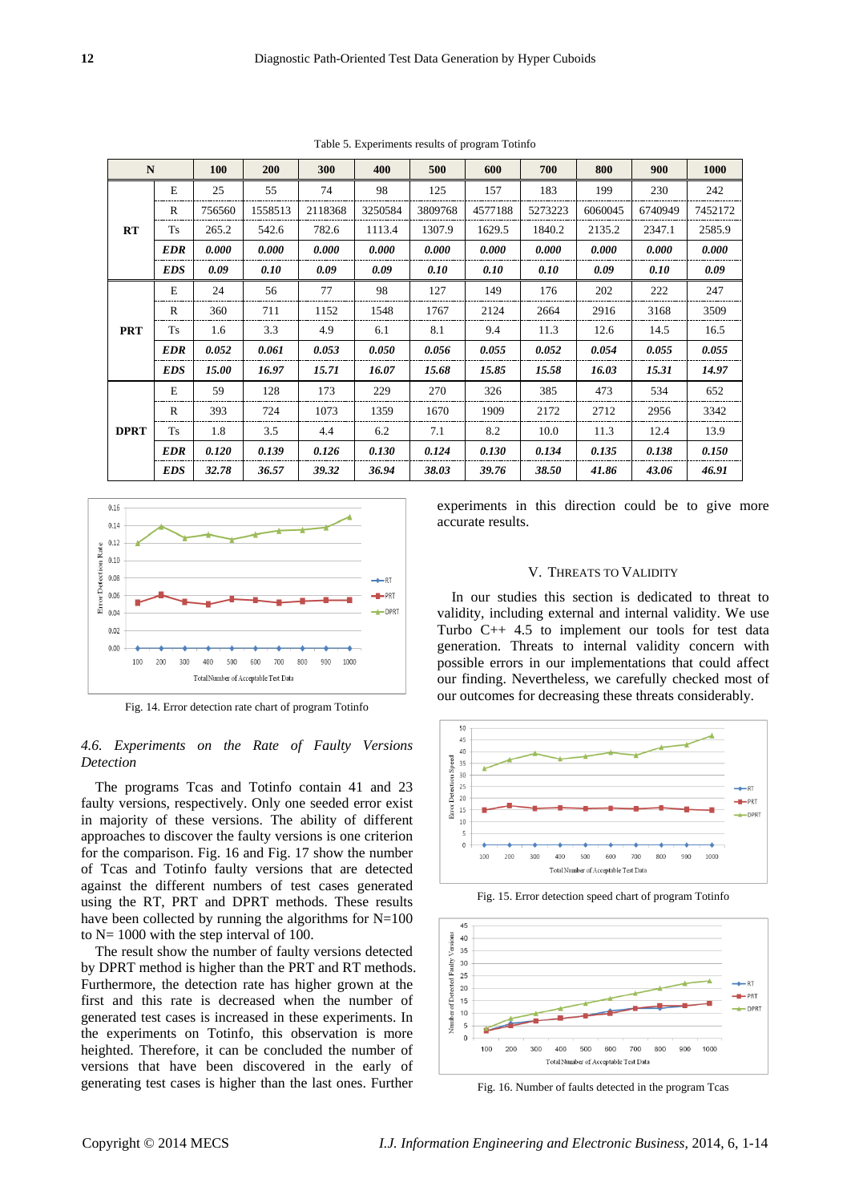Table 5. Experiments results of program Totinfo

| N | | 100 | 200 | 300 | 400 | 500 | 600 | 700 | 800 | 900 | 1000 |
|---|---|---|---|---|---|---|---|---|---|---|---|
| RT | E | 25 | 55 | 74 | 98 | 125 | 157 | 183 | 199 | 230 | 242 |
| | R | 756560 | 1558513 | 2118368 | 3250584 | 3809768 | 4577188 | 5273223 | 6060045 | 6740949 | 7452172 |
| | Ts | 265.2 | 542.6 | 782.6 | 1113.4 | 1307.9 | 1629.5 | 1840.2 | 2135.2 | 2347.1 | 2585.9 |
| | ***EDR*** | ***0.000*** | ***0.000*** | ***0.000*** | ***0.000*** | ***0.000*** | ***0.000*** | ***0.000*** | ***0.000*** | ***0.000*** | ***0.000*** |
| | ***EDS*** | ***0.09*** | ***0.10*** | ***0.09*** | ***0.09*** | ***0.10*** | ***0.10*** | ***0.10*** | ***0.09*** | ***0.10*** | ***0.09*** |
| PRT | E | 24 | 56 | 77 | 98 | 127 | 149 | 176 | 202 | 222 | 247 |
| | R | 360 | 711 | 1152 | 1548 | 1767 | 2124 | 2664 | 2916 | 3168 | 3509 |
| | Ts | 1.6 | 3.3 | 4.9 | 6.1 | 8.1 | 9.4 | 11.3 | 12.6 | 14.5 | 16.5 |
| | ***EDR*** | ***0.052*** | ***0.061*** | ***0.053*** | ***0.050*** | ***0.056*** | ***0.055*** | ***0.052*** | ***0.054*** | ***0.055*** | ***0.055*** |
| | ***EDS*** | ***15.00*** | ***16.97*** | ***15.71*** | ***16.07*** | ***15.68*** | ***15.85*** | ***15.58*** | ***16.03*** | ***15.31*** | ***14.97*** |
| DPRT | E | 59 | 128 | 173 | 229 | 270 | 326 | 385 | 473 | 534 | 652 |
| | R | 393 | 724 | 1073 | 1359 | 1670 | 1909 | 2172 | 2712 | 2956 | 3342 |
| | Ts | 1.8 | 3.5 | 4.4 | 6.2 | 7.1 | 8.2 | 10.0 | 11.3 | 12.4 | 13.9 |
| | ***EDR*** | ***0.120*** | ***0.139*** | ***0.126*** | ***0.130*** | ***0.124*** | ***0.130*** | ***0.134*** | ***0.135*** | ***0.138*** | ***0.150*** |
| | ***EDS*** | ***32.78*** | ***36.57*** | ***39.32*** | ***36.94*** | ***38.03*** | ***39.76*** | ***38.50*** | ***41.86*** | ***43.06*** | ***46.91*** |

Fig. 14. Error detection rate chart of program Totinfo

### *4.6. Experiments on the Rate of Faulty Versions Detection*

The programs Tcas and Totinfo contain 41 and 23 faulty versions, respectively. Only one seeded error exist in majority of these versions. The ability of different approaches to discover the faulty versions is one criterion for the comparison. Fig. 16 and Fig. 17 show the number of Tcas and Totinfo faulty versions that are detected against the different numbers of test cases generated using the RT, PRT and DPRT methods. These results have been collected by running the algorithms for N=100 to N= 1000 with the step interval of 100.

The result show the number of faulty versions detected by DPRT method is higher than the PRT and RT methods. Furthermore, the detection rate has higher grown at the first and this rate is decreased when the number of generated test cases is increased in these experiments. In the experiments on Totinfo, this observation is more heighted. Therefore, it can be concluded the number of versions that have been discovered in the early of generating test cases is higher than the last ones. Further experiments in this direction could be to give more accurate results.

## V. Threats to Validity

In our studies this section is dedicated to threat to validity, including external and internal validity. We use Turbo C++ 4.5 to implement our tools for test data generation. Threats to internal validity concern with possible errors in our implementations that could affect our finding. Nevertheless, we carefully checked most of our outcomes for decreasing these threats considerably.

Fig. 15. Error detection speed chart of program Totinfo

Fig. 16. Number of faults detected in the program Tcas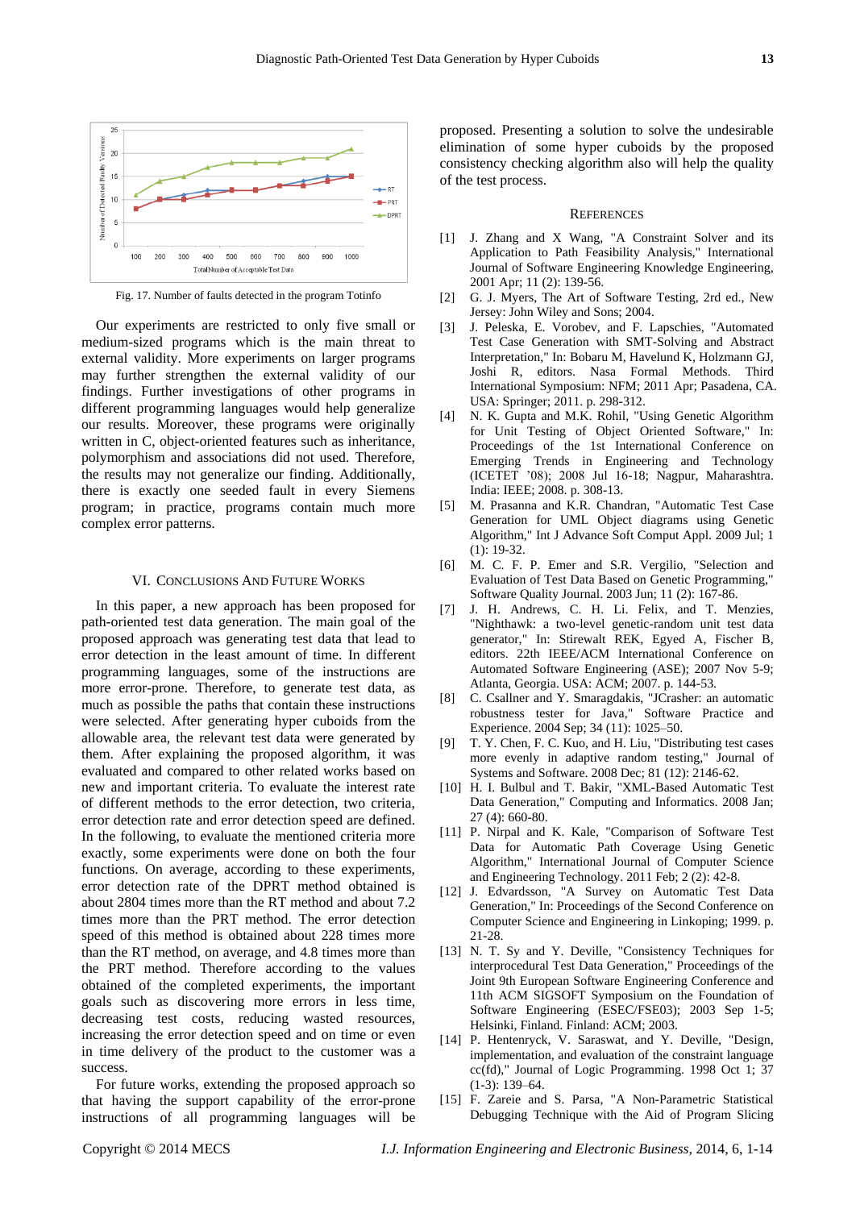Fig. 17. Number of faults detected in the program Totinfo

Our experiments are restricted to only five small or medium-sized programs which is the main threat to external validity. More experiments on larger programs may further strengthen the external validity of our findings. Further investigations of other programs in different programming languages would help generalize our results. Moreover, these programs were originally written in C, object-oriented features such as inheritance, polymorphism and associations did not used. Therefore, the results may not generalize our finding. Additionally, there is exactly one seeded fault in every Siemens program; in practice, programs contain much more complex error patterns.

## VI. Conclusions And Future Works

In this paper, a new approach has been proposed for path-oriented test data generation. The main goal of the proposed approach was generating test data that lead to error detection in the least amount of time. In different programming languages, some of the instructions are more error-prone. Therefore, to generate test data, as much as possible the paths that contain these instructions were selected. After generating hyper cuboids from the allowable area, the relevant test data were generated by them. After explaining the proposed algorithm, it was evaluated and compared to other related works based on new and important criteria. To evaluate the interest rate of different methods to the error detection, two criteria, error detection rate and error detection speed are defined. In the following, to evaluate the mentioned criteria more exactly, some experiments were done on both the four functions. On average, according to these experiments, error detection rate of the DPRT method obtained is about 2804 times more than the RT method and about 7.2 times more than the PRT method. The error detection speed of this method is obtained about 228 times more than the RT method, on average, and 4.8 times more than the PRT method. Therefore according to the values obtained of the completed experiments, the important goals such as discovering more errors in less time, decreasing test costs, reducing wasted resources, increasing the error detection speed and on time or even in time delivery of the product to the customer was a success.

For future works, extending the proposed approach so that having the support capability of the error-prone instructions of all programming languages will be proposed. Presenting a solution to solve the undesirable elimination of some hyper cuboids by the proposed consistency checking algorithm also will help the quality of the test process.

## References

[1] J. Zhang and X Wang, "A Constraint Solver and its Application to Path Feasibility Analysis," International Journal of Software Engineering Knowledge Engineering, 2001 Apr; 11 (2): 139-56.

[2] G. J. Myers, The Art of Software Testing, 2rd ed., New Jersey: John Wiley and Sons; 2004.

[3] J. Peleska, E. Vorobev, and F. Lapschies, "Automated Test Case Generation with SMT-Solving and Abstract Interpretation," In: Bobaru M, Havelund K, Holzmann GJ, Joshi R, editors. Nasa Formal Methods. Third International Symposium: NFM; 2011 Apr; Pasadena, CA. USA: Springer; 2011. p. 298-312.

[4] N. K. Gupta and M.K. Rohil, "Using Genetic Algorithm for Unit Testing of Object Oriented Software," In: Proceedings of the 1st International Conference on Emerging Trends in Engineering and Technology (ICETET '08); 2008 Jul 16-18; Nagpur, Maharashtra. India: IEEE; 2008. p. 308-13.

[5] M. Prasanna and K.R. Chandran, "Automatic Test Case Generation for UML Object diagrams using Genetic Algorithm," Int J Advance Soft Comput Appl. 2009 Jul; 1 (1): 19-32.

[6] M. C. F. P. Emer and S.R. Vergilio, "Selection and Evaluation of Test Data Based on Genetic Programming," Software Quality Journal. 2003 Jun; 11 (2): 167-86.

[7] J. H. Andrews, C. H. Li. Felix, and T. Menzies, "Nighthawk: a two-level genetic-random unit test data generator," In: Stirewalt REK, Egyed A, Fischer B, editors. 22th IEEE/ACM International Conference on Automated Software Engineering (ASE); 2007 Nov 5-9; Atlanta, Georgia. USA: ACM; 2007. p. 144-53.

[8] C. Csallner and Y. Smaragdakis, "JCrasher: an automatic robustness tester for Java," Software Practice and Experience. 2004 Sep; 34 (11): 1025–50.

[9] T. Y. Chen, F. C. Kuo, and H. Liu, "Distributing test cases more evenly in adaptive random testing," Journal of Systems and Software. 2008 Dec; 81 (12): 2146-62.

[10] H. I. Bulbul and T. Bakir, "XML-Based Automatic Test Data Generation," Computing and Informatics. 2008 Jan; 27 (4): 660-80.

[11] P. Nirpal and K. Kale, "Comparison of Software Test Data for Automatic Path Coverage Using Genetic Algorithm," International Journal of Computer Science and Engineering Technology. 2011 Feb; 2 (2): 42-8.

[12] J. Edvardsson, "A Survey on Automatic Test Data Generation," In: Proceedings of the Second Conference on Computer Science and Engineering in Linkoping; 1999. p. 21-28.

[13] N. T. Sy and Y. Deville, "Consistency Techniques for interprocedural Test Data Generation," Proceedings of the Joint 9th European Software Engineering Conference and 11th ACM SIGSOFT Symposium on the Foundation of Software Engineering (ESEC/FSE03); 2003 Sep 1-5; Helsinki, Finland. Finland: ACM; 2003.

[14] P. Hentenryck, V. Saraswat, and Y. Deville, "Design, implementation, and evaluation of the constraint language cc(fd)," Journal of Logic Programming. 1998 Oct 1; 37 (1-3): 139–64.

[15] F. Zareie and S. Parsa, "A Non-Parametric Statistical Debugging Technique with the Aid of Program Slicing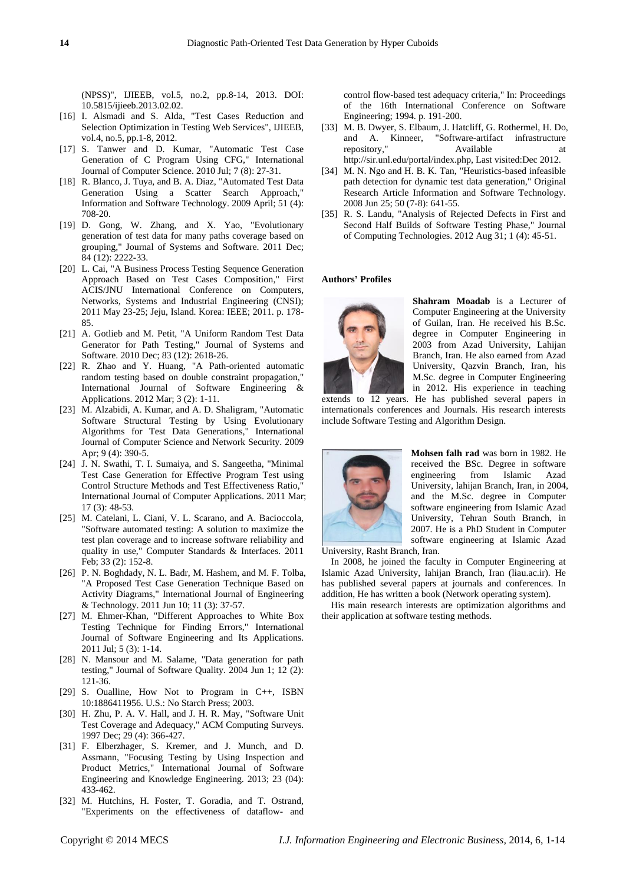(NPSS)", IJIEEB, vol.5, no.2, pp.8-14, 2013. DOI: 10.5815/ijieeb.2013.02.02.

[16] I. Alsmadi and S. Alda, "Test Cases Reduction and Selection Optimization in Testing Web Services", IJIEEB, vol.4, no.5, pp.1-8, 2012.

[17] S. Tanwer and D. Kumar, "Automatic Test Case Generation of C Program Using CFG," International Journal of Computer Science. 2010 Jul; 7 (8): 27-31.

[18] R. Blanco, J. Tuya, and B. A. Diaz, "Automated Test Data Generation Using a Scatter Search Approach," Information and Software Technology. 2009 April; 51 (4): 708-20.

[19] D. Gong, W. Zhang, and X. Yao, "Evolutionary generation of test data for many paths coverage based on grouping," Journal of Systems and Software. 2011 Dec; 84 (12): 2222-33.

[20] L. Cai, "A Business Process Testing Sequence Generation Approach Based on Test Cases Composition," First ACIS/JNU International Conference on Computers, Networks, Systems and Industrial Engineering (CNSI); 2011 May 23-25; Jeju, Island. Korea: IEEE; 2011. p. 178-85.

[21] A. Gotlieb and M. Petit, "A Uniform Random Test Data Generator for Path Testing," Journal of Systems and Software. 2010 Dec; 83 (12): 2618-26.

[22] R. Zhao and Y. Huang, "A Path-oriented automatic random testing based on double constraint propagation," International Journal of Software Engineering & Applications. 2012 Mar; 3 (2): 1-11.

[23] M. Alzabidi, A. Kumar, and A. D. Shaligram, "Automatic Software Structural Testing by Using Evolutionary Algorithms for Test Data Generations," International Journal of Computer Science and Network Security. 2009 Apr; 9 (4): 390-5.

[24] J. N. Swathi, T. I. Sumaiya, and S. Sangeetha, "Minimal Test Case Generation for Effective Program Test using Control Structure Methods and Test Effectiveness Ratio," International Journal of Computer Applications. 2011 Mar; 17 (3): 48-53.

[25] M. Catelani, L. Ciani, V. L. Scarano, and A. Bacioccola, "Software automated testing: A solution to maximize the test plan coverage and to increase software reliability and quality in use," Computer Standards & Interfaces. 2011 Feb; 33 (2): 152-8.

[26] P. N. Boghdady, N. L. Badr, M. Hashem, and M. F. Tolba, "A Proposed Test Case Generation Technique Based on Activity Diagrams," International Journal of Engineering & Technology. 2011 Jun 10; 11 (3): 37-57.

[27] M. Ehmer-Khan, "Different Approaches to White Box Testing Technique for Finding Errors," International Journal of Software Engineering and Its Applications. 2011 Jul; 5 (3): 1-14.

[28] N. Mansour and M. Salame, "Data generation for path testing," Journal of Software Quality. 2004 Jun 1; 12 (2): 121-36.

[29] S. Oualline, How Not to Program in C++, ISBN 10:1886411956. U.S.: No Starch Press; 2003.

[30] H. Zhu, P. A. V. Hall, and J. H. R. May, "Software Unit Test Coverage and Adequacy," ACM Computing Surveys. 1997 Dec; 29 (4): 366-427.

[31] F. Elberzhager, S. Kremer, and J. Munch, and D. Assmann, "Focusing Testing by Using Inspection and Product Metrics," International Journal of Software Engineering and Knowledge Engineering. 2013; 23 (04): 433-462.

[32] M. Hutchins, H. Foster, T. Goradia, and T. Ostrand, "Experiments on the effectiveness of dataflow- and control flow-based test adequacy criteria," In: Proceedings of the 16th International Conference on Software Engineering; 1994. p. 191-200.

[33] M. B. Dwyer, S. Elbaum, J. Hatcliff, G. Rothermel, H. Do, and A. Kinneer, "Software-artifact infrastructure repository," Available at http://sir.unl.edu/portal/index.php, Last visited:Dec 2012.

[34] M. N. Ngo and H. B. K. Tan, "Heuristics-based infeasible path detection for dynamic test data generation," Original Research Article Information and Software Technology. 2008 Jun 25; 50 (7-8): 641-55.

[35] R. S. Landu, "Analysis of Rejected Defects in First and Second Half Builds of Software Testing Phase," Journal of Computing Technologies. 2012 Aug 31; 1 (4): 45-51.

**Authors' Profiles**

**Shahram Moadab** is a Lecturer of Computer Engineering at the University of Guilan, Iran. He received his B.Sc. degree in Computer Engineering in 2003 from Azad University, Lahijan Branch, Iran. He also earned from Azad University, Qazvin Branch, Iran, his M.Sc. degree in Computer Engineering in 2012. His experience in teaching extends to 12 years. He has published several papers in internationals conferences and Journals. His research interests include Software Testing and Algorithm Design.

**Mohsen falh rad** was born in 1982. He received the BSc. Degree in software engineering from Islamic Azad University, lahijan Branch, Iran, in 2004, and the M.Sc. degree in Computer software engineering from Islamic Azad University, Tehran South Branch, in 2007. He is a PhD Student in Computer software engineering at Islamic Azad University, Rasht Branch, Iran.

In 2008, he joined the faculty in Computer Engineering at Islamic Azad University, lahijan Branch, Iran (liau.ac.ir). He has published several papers at journals and conferences. In addition, He has written a book (Network operating system).

His main research interests are optimization algorithms and their application at software testing methods.